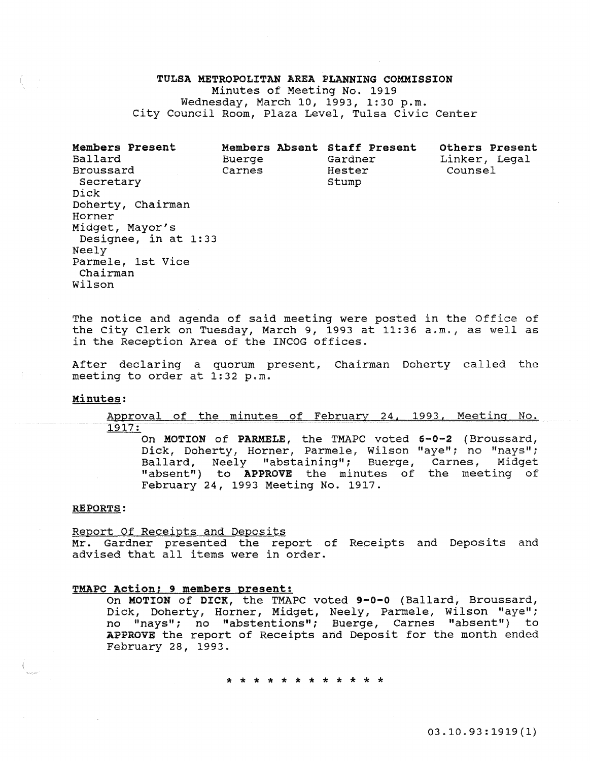# TULSA METROPOLITAN AREA PLANNING COMMISSION

Minutes of Meeting No. 1919
Wednesday, March 10, 1993, 1:30 p.m.
City Council Room, Plaza Level, Tulsa Civic Center

| Members Present | Members Absent | Staff Present | Others Present |
|---|---|---|---|
| Ballard | Buerge | Gardner | Linker, Legal Counsel |
| Broussard Secretary | Carnes | Hester | |
| Dick | | Stump | |
| Doherty, Chairman | | | |
| Horner | | | |
| Midget, Mayor's Designee, in at 1:33 | | | |
| Neely | | | |
| Parmele, 1st Vice Chairman | | | |
| Wilson | | | |

The notice and agenda of said meeting were posted in the Office of the City Clerk on Tuesday, March 9, 1993 at 11:36 a.m., as well as in the Reception Area of the INCOG offices.

After declaring a quorum present, Chairman Doherty called the meeting to order at 1:32 p.m.

**Minutes:**

Approval of the minutes of February 24, 1993, Meeting No. 1917:

On **MOTION** of **PARMELE**, the TMAPC voted **6-0-2** (Broussard, Dick, Doherty, Horner, Parmele, Wilson "aye"; no "nays"; Ballard, Neely "abstaining"; Buerge, Carnes, Midget "absent") to **APPROVE** the minutes of the meeting of February 24, 1993 Meeting No. 1917.

**REPORTS:**

Report Of Receipts and Deposits

Mr. Gardner presented the report of Receipts and Deposits and advised that all items were in order.

**TMAPC Action; 9 members present:**

On **MOTION** of **DICK**, the TMAPC voted **9-0-0** (Ballard, Broussard, Dick, Doherty, Horner, Midget, Neely, Parmele, Wilson "aye"; no "nays"; no "abstentions"; Buerge, Carnes "absent") to **APPROVE** the report of Receipts and Deposit for the month ended February 28, 1993.

* * * * * * * * * * * *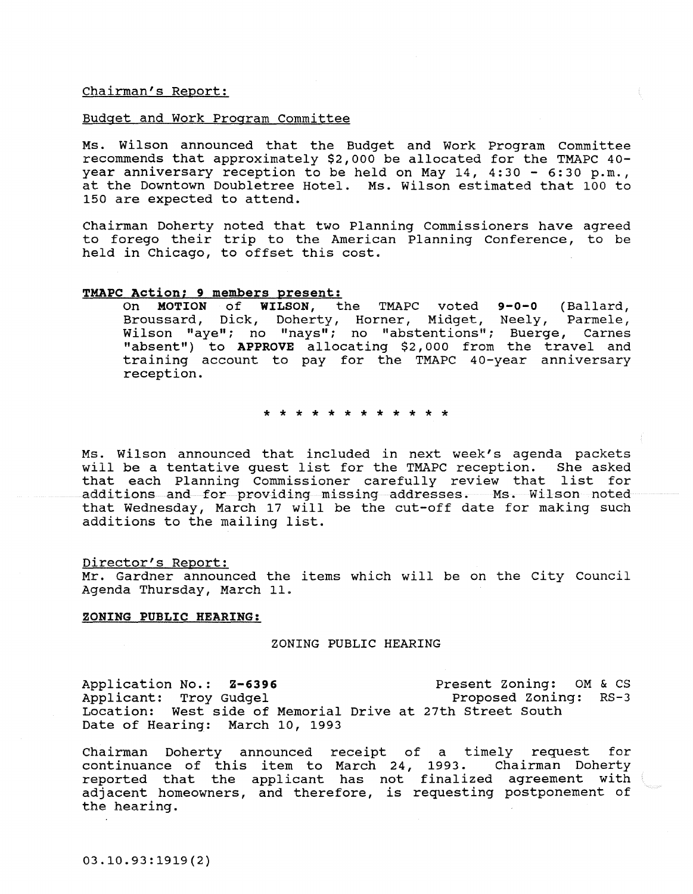Chairman's Report:

Budget and Work Program Committee

Ms. Wilson announced that the Budget and Work Program Committee recommends that approximately $2,000 be allocated for the TMAPC 40-year anniversary reception to be held on May 14, 4:30 - 6:30 p.m., at the Downtown Doubletree Hotel. Ms. Wilson estimated that 100 to 150 are expected to attend.

Chairman Doherty noted that two Planning Commissioners have agreed to forego their trip to the American Planning Conference, to be held in Chicago, to offset this cost.

**TMAPC Action; 9 members present:**

On **MOTION** of **WILSON**, the TMAPC voted **9-0-0** (Ballard, Broussard, Dick, Doherty, Horner, Midget, Neely, Parmele, Wilson "aye"; no "nays"; no "abstentions"; Buerge, Carnes "absent") to **APPROVE** allocating $2,000 from the travel and training account to pay for the TMAPC 40-year anniversary reception.

* * * * * * * * * * * *

Ms. Wilson announced that included in next week's agenda packets will be a tentative guest list for the TMAPC reception. She asked that each Planning Commissioner carefully review that list for additions and for providing missing addresses. Ms. Wilson noted that Wednesday, March 17 will be the cut-off date for making such additions to the mailing list.

Director's Report:

Mr. Gardner announced the items which will be on the City Council Agenda Thursday, March 11.

**ZONING PUBLIC HEARING:**

ZONING PUBLIC HEARING

Application No.: **Z-6396** Present Zoning: OM & CS
Applicant: Troy Gudgel Proposed Zoning: RS-3
Location: West side of Memorial Drive at 27th Street South
Date of Hearing: March 10, 1993

Chairman Doherty announced receipt of a timely request for continuance of this item to March 24, 1993. Chairman Doherty reported that the applicant has not finalized agreement with adjacent homeowners, and therefore, is requesting postponement of the hearing.

03.10.93:1919(2)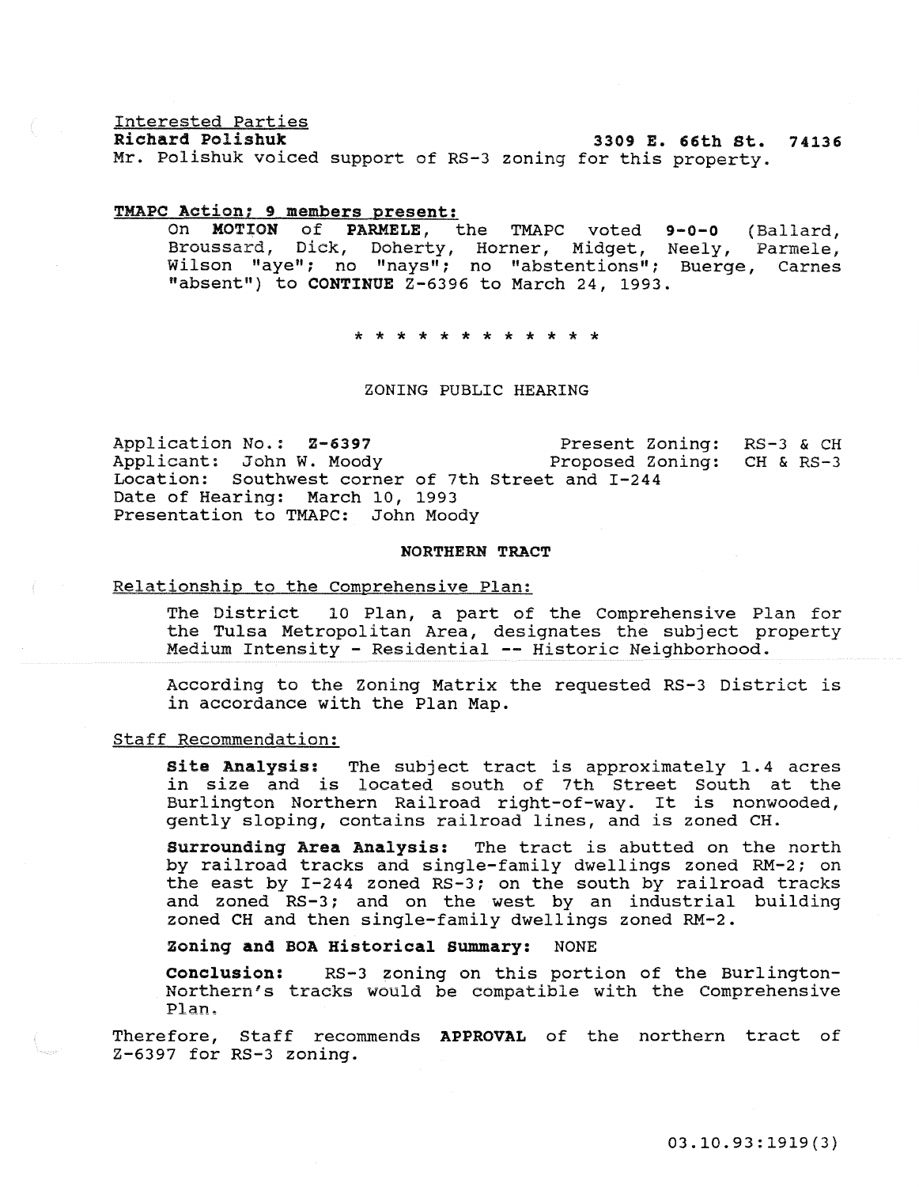Interested Parties

**Richard Polishuk** 3309 E. 66th St. 74136

Mr. Polishuk voiced support of RS-3 zoning for this property.

**TMAPC Action; 9 members present:**

On **MOTION** of **PARMELE**, the TMAPC voted **9-0-0** (Ballard, Broussard, Dick, Doherty, Horner, Midget, Neely, Parmele, Wilson "aye"; no "nays"; no "abstentions"; Buerge, Carnes "absent") to **CONTINUE** Z-6396 to March 24, 1993.

\* \* \* \* \* \* \* \* \* \* \* \*

ZONING PUBLIC HEARING

Application No.: **Z-6397** Present Zoning: RS-3 & CH
Applicant: John W. Moody Proposed Zoning: CH & RS-3
Location: Southwest corner of 7th Street and I-244
Date of Hearing: March 10, 1993
Presentation to TMAPC: John Moody

**NORTHERN TRACT**

Relationship to the Comprehensive Plan:

The District 10 Plan, a part of the Comprehensive Plan for the Tulsa Metropolitan Area, designates the subject property Medium Intensity - Residential -- Historic Neighborhood.

According to the Zoning Matrix the requested RS-3 District is in accordance with the Plan Map.

Staff Recommendation:

**Site Analysis:** The subject tract is approximately 1.4 acres in size and is located south of 7th Street South at the Burlington Northern Railroad right-of-way. It is nonwooded, gently sloping, contains railroad lines, and is zoned CH.

**Surrounding Area Analysis:** The tract is abutted on the north by railroad tracks and single-family dwellings zoned RM-2; on the east by I-244 zoned RS-3; on the south by railroad tracks and zoned RS-3; and on the west by an industrial building zoned CH and then single-family dwellings zoned RM-2.

**Zoning and BOA Historical Summary:** NONE

**Conclusion:** RS-3 zoning on this portion of the Burlington-Northern's tracks would be compatible with the Comprehensive Plan.

Therefore, Staff recommends **APPROVAL** of the northern tract of Z-6397 for RS-3 zoning.

03.10.93:1919(3)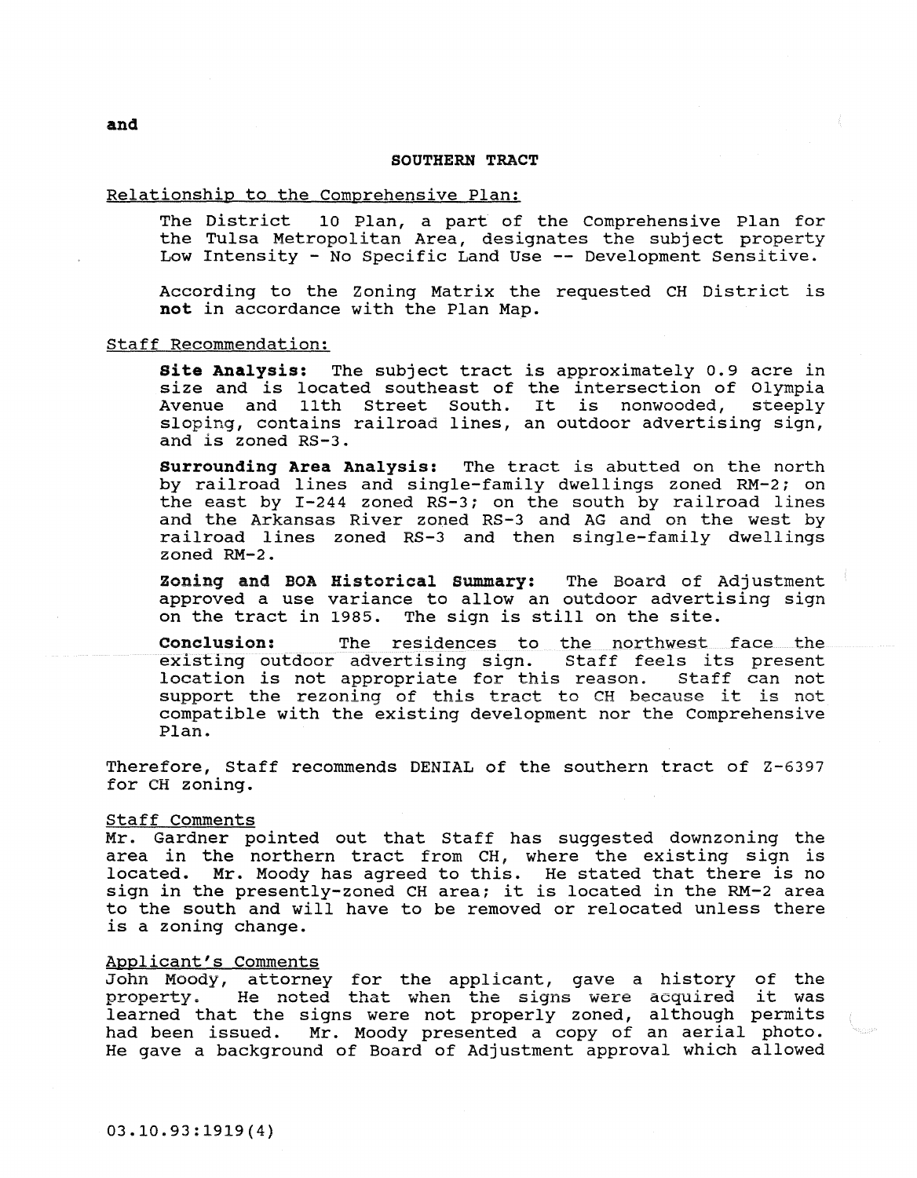**and**

**SOUTHERN TRACT**

Relationship to the Comprehensive Plan:

The District 10 Plan, a part of the Comprehensive Plan for the Tulsa Metropolitan Area, designates the subject property Low Intensity - No Specific Land Use -- Development Sensitive.

According to the Zoning Matrix the requested CH District is **not** in accordance with the Plan Map.

Staff Recommendation:

**Site Analysis:** The subject tract is approximately 0.9 acre in size and is located southeast of the intersection of Olympia Avenue and 11th Street South. It is nonwooded, steeply sloping, contains railroad lines, an outdoor advertising sign, and is zoned RS-3.

**Surrounding Area Analysis:** The tract is abutted on the north by railroad lines and single-family dwellings zoned RM-2; on the east by I-244 zoned RS-3; on the south by railroad lines and the Arkansas River zoned RS-3 and AG and on the west by railroad lines zoned RS-3 and then single-family dwellings zoned RM-2.

**Zoning and BOA Historical Summary:** The Board of Adjustment approved a use variance to allow an outdoor advertising sign on the tract in 1985. The sign is still on the site.

**Conclusion:** The residences to the northwest face the existing outdoor advertising sign. Staff feels its present location is not appropriate for this reason. Staff can not support the rezoning of this tract to CH because it is not compatible with the existing development nor the Comprehensive Plan.

Therefore, Staff recommends DENIAL of the southern tract of Z-6397 for CH zoning.

Staff Comments

Mr. Gardner pointed out that Staff has suggested downzoning the area in the northern tract from CH, where the existing sign is located. Mr. Moody has agreed to this. He stated that there is no sign in the presently-zoned CH area; it is located in the RM-2 area to the south and will have to be removed or relocated unless there is a zoning change.

Applicant's Comments

John Moody, attorney for the applicant, gave a history of the property. He noted that when the signs were acquired it was learned that the signs were not properly zoned, although permits had been issued. Mr. Moody presented a copy of an aerial photo. He gave a background of Board of Adjustment approval which allowed

03.10.93:1919(4)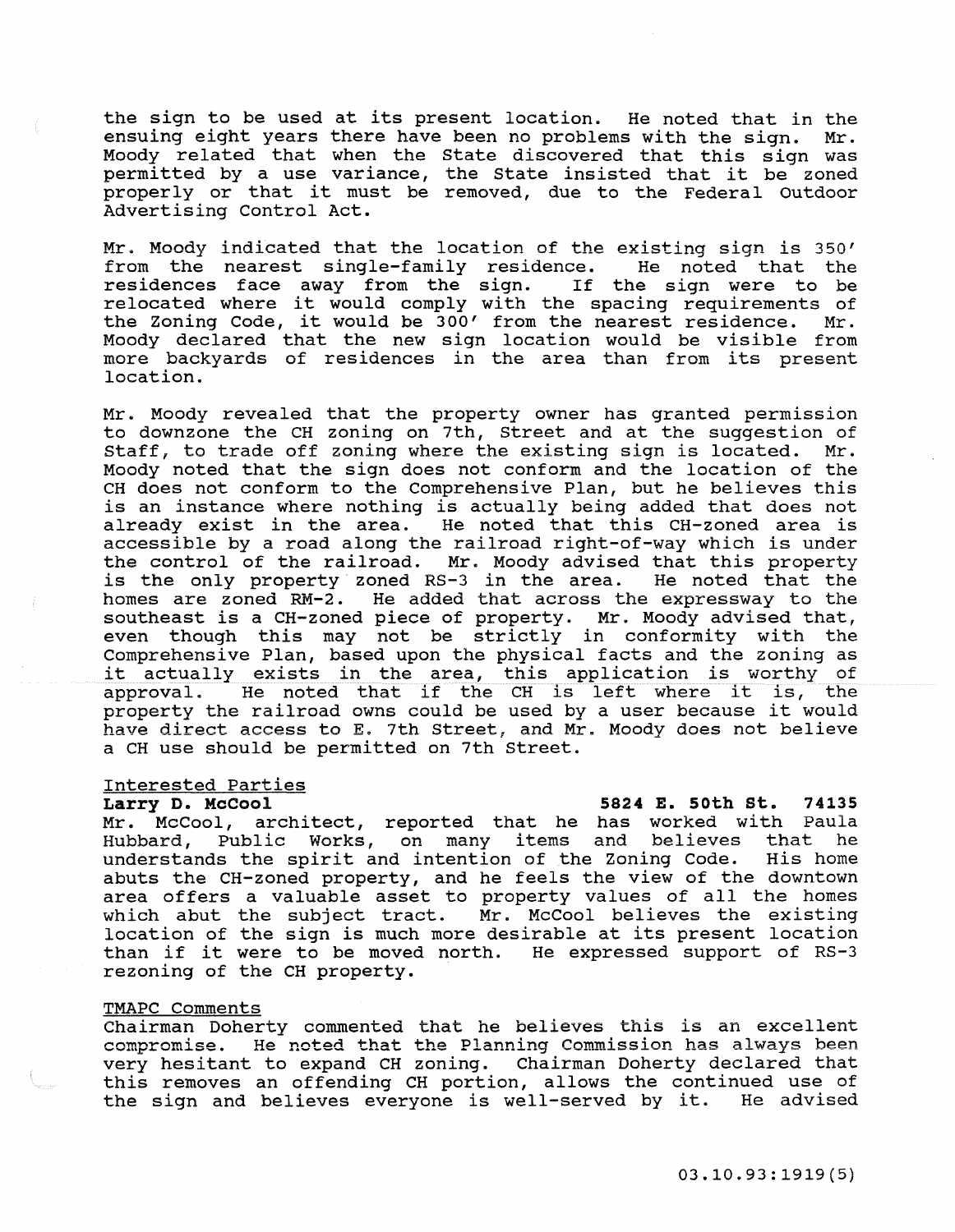the sign to be used at its present location. He noted that in the ensuing eight years there have been no problems with the sign. Mr. Moody related that when the State discovered that this sign was permitted by a use variance, the State insisted that it be zoned properly or that it must be removed, due to the Federal Outdoor Advertising Control Act.

Mr. Moody indicated that the location of the existing sign is 350' from the nearest single-family residence. He noted that the residences face away from the sign. If the sign were to be relocated where it would comply with the spacing requirements of the Zoning Code, it would be 300' from the nearest residence. Mr. Moody declared that the new sign location would be visible from more backyards of residences in the area than from its present location.

Mr. Moody revealed that the property owner has granted permission to downzone the CH zoning on 7th, Street and at the suggestion of Staff, to trade off zoning where the existing sign is located. Mr. Moody noted that the sign does not conform and the location of the CH does not conform to the Comprehensive Plan, but he believes this is an instance where nothing is actually being added that does not already exist in the area. He noted that this CH-zoned area is accessible by a road along the railroad right-of-way which is under the control of the railroad. Mr. Moody advised that this property is the only property zoned RS-3 in the area. He noted that the homes are zoned RM-2. He added that across the expressway to the southeast is a CH-zoned piece of property. Mr. Moody advised that, even though this may not be strictly in conformity with the Comprehensive Plan, based upon the physical facts and the zoning as it actually exists in the area, this application is worthy of approval. He noted that if the CH is left where it is, the property the railroad owns could be used by a user because it would have direct access to E. 7th Street, and Mr. Moody does not believe a CH use should be permitted on 7th Street.

Interested Parties

**Larry D. McCool** **5824 E. 50th St. 74135**

Mr. McCool, architect, reported that he has worked with Paula Hubbard, Public Works, on many items and believes that he understands the spirit and intention of the Zoning Code. His home abuts the CH-zoned property, and he feels the view of the downtown area offers a valuable asset to property values of all the homes which abut the subject tract. Mr. McCool believes the existing location of the sign is much more desirable at its present location than if it were to be moved north. He expressed support of RS-3 rezoning of the CH property.

TMAPC Comments

Chairman Doherty commented that he believes this is an excellent compromise. He noted that the Planning Commission has always been very hesitant to expand CH zoning. Chairman Doherty declared that this removes an offending CH portion, allows the continued use of the sign and believes everyone is well-served by it. He advised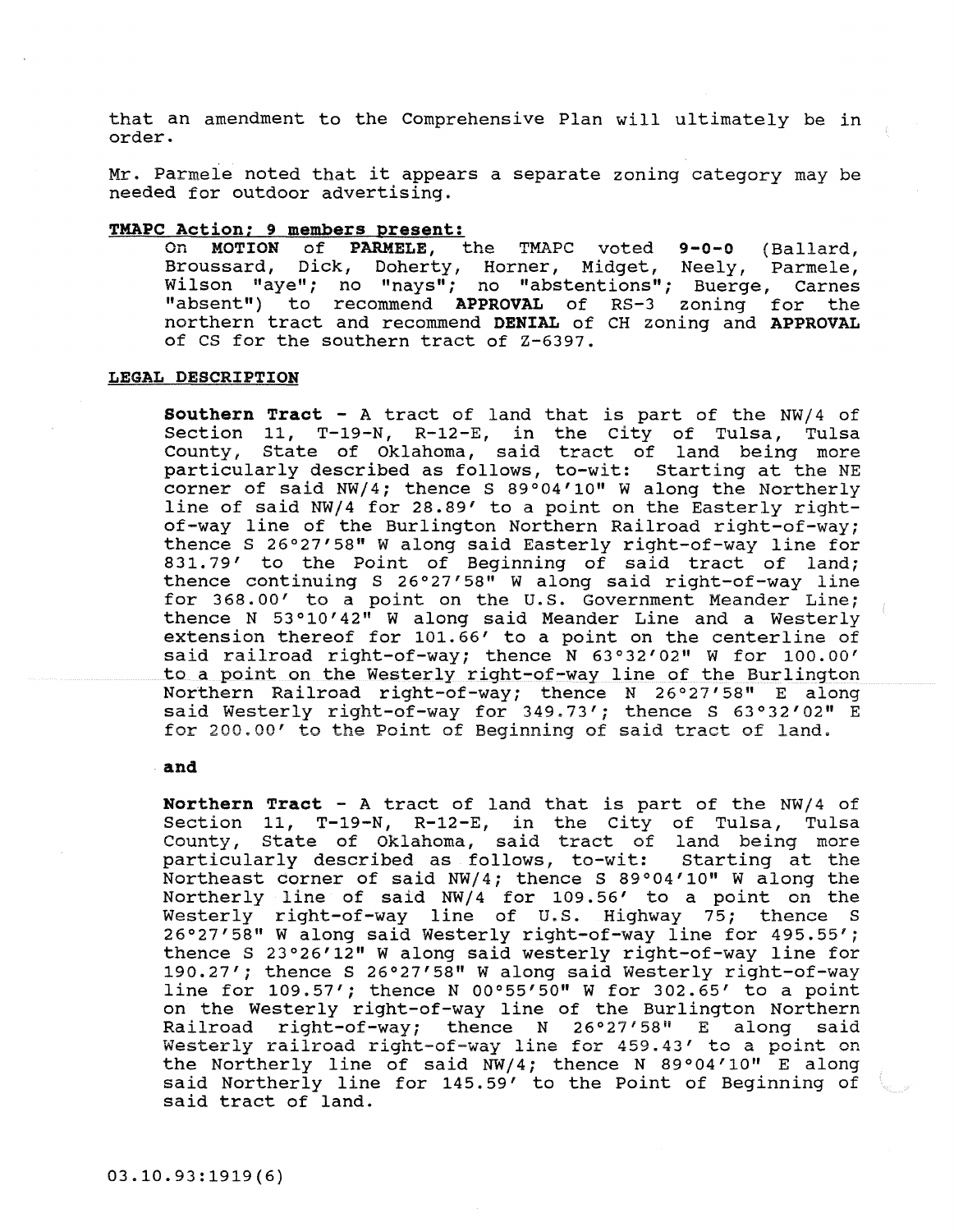that an amendment to the Comprehensive Plan will ultimately be in order.

Mr. Parmele noted that it appears a separate zoning category may be needed for outdoor advertising.

**TMAPC Action; 9 members present:**

On **MOTION** of **PARMELE**, the TMAPC voted **9-0-0** (Ballard, Broussard, Dick, Doherty, Horner, Midget, Neely, Parmele, Wilson "aye"; no "nays"; no "abstentions"; Buerge, Carnes "absent") to recommend **APPROVAL** of RS-3 zoning for the northern tract and recommend **DENIAL** of CH zoning and **APPROVAL** of CS for the southern tract of Z-6397.

**LEGAL DESCRIPTION**

**Southern Tract** - A tract of land that is part of the NW/4 of Section 11, T-19-N, R-12-E, in the City of Tulsa, Tulsa County, State of Oklahoma, said tract of land being more particularly described as follows, to-wit: Starting at the NE corner of said NW/4; thence S 89°04'10" W along the Northerly line of said NW/4 for 28.89' to a point on the Easterly right-of-way line of the Burlington Northern Railroad right-of-way; thence S 26°27'58" W along said Easterly right-of-way line for 831.79' to the Point of Beginning of said tract of land; thence continuing S 26°27'58" W along said right-of-way line for 368.00' to a point on the U.S. Government Meander Line; thence N 53°10'42" W along said Meander Line and a Westerly extension thereof for 101.66' to a point on the centerline of said railroad right-of-way; thence N 63°32'02" W for 100.00' to a point on the Westerly right-of-way line of the Burlington Northern Railroad right-of-way; thence N 26°27'58" E along said Westerly right-of-way for 349.73'; thence S 63°32'02" E for 200.00' to the Point of Beginning of said tract of land.

**and**

**Northern Tract** - A tract of land that is part of the NW/4 of Section 11, T-19-N, R-12-E, in the City of Tulsa, Tulsa County, State of Oklahoma, said tract of land being more particularly described as follows, to-wit: Starting at the Northeast corner of said NW/4; thence S 89°04'10" W along the Northerly line of said NW/4 for 109.56' to a point on the Westerly right-of-way line of U.S. Highway 75; thence S 26°27'58" W along said Westerly right-of-way line for 495.55'; thence S 23°26'12" W along said westerly right-of-way line for 190.27'; thence S 26°27'58" W along said Westerly right-of-way line for 109.57'; thence N 00°55'50" W for 302.65' to a point on the Westerly right-of-way line of the Burlington Northern Railroad right-of-way; thence N 26°27'58" E along said Westerly railroad right-of-way line for 459.43' to a point on the Northerly line of said NW/4; thence N 89°04'10" E along said Northerly line for 145.59' to the Point of Beginning of said tract of land.

03.10.93:1919(6)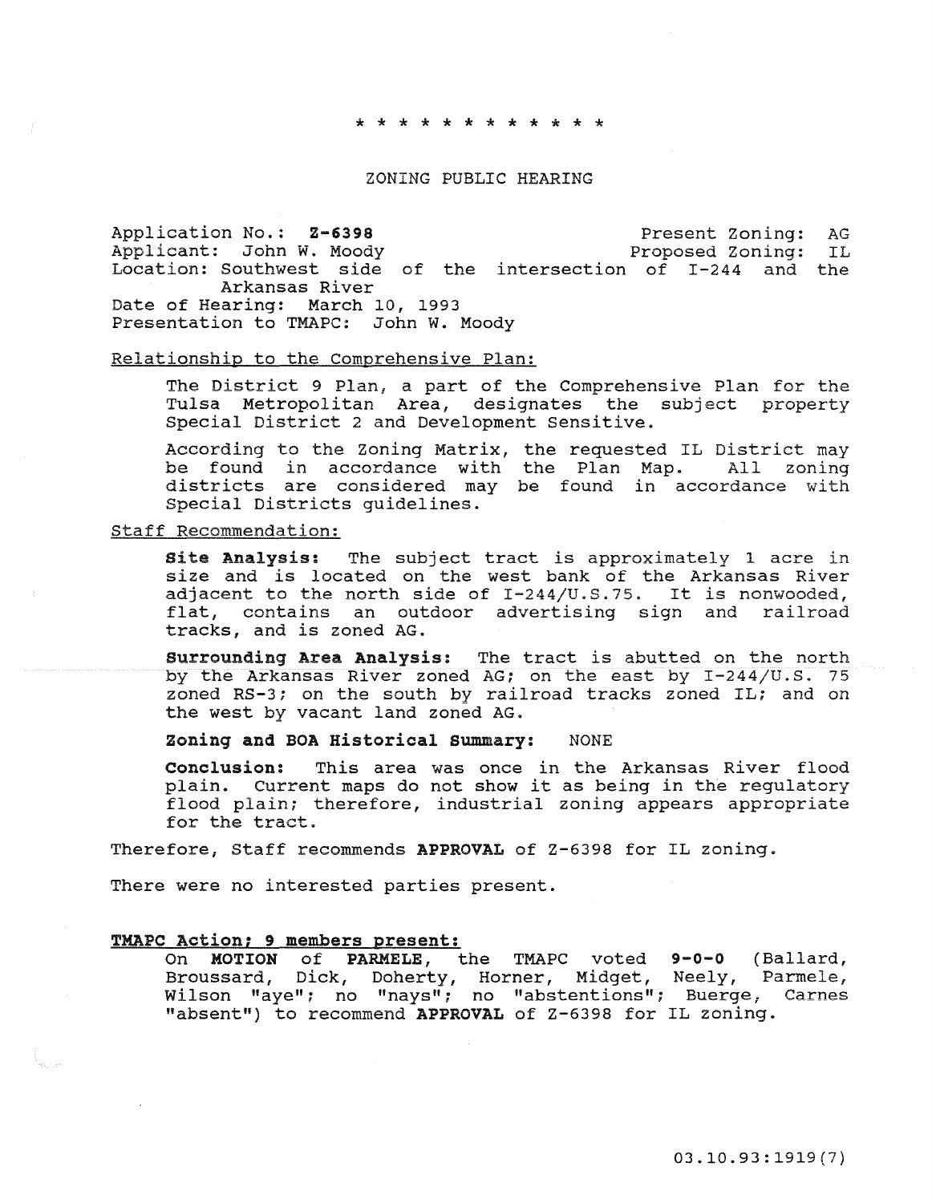\* \* \* \* \* \* \* \* \* \* \* \*

## ZONING PUBLIC HEARING

Application No.: **Z-6398** Present Zoning: AG
Applicant: John W. Moody Proposed Zoning: IL
Location: Southwest side of the intersection of I-244 and the Arkansas River
Date of Hearing: March 10, 1993
Presentation to TMAPC: John W. Moody

Relationship to the Comprehensive Plan:

The District 9 Plan, a part of the Comprehensive Plan for the Tulsa Metropolitan Area, designates the subject property Special District 2 and Development Sensitive.

According to the Zoning Matrix, the requested IL District may be found in accordance with the Plan Map. All zoning districts are considered may be found in accordance with Special Districts guidelines.

Staff Recommendation:

**Site Analysis:** The subject tract is approximately 1 acre in size and is located on the west bank of the Arkansas River adjacent to the north side of I-244/U.S.75. It is nonwooded, flat, contains an outdoor advertising sign and railroad tracks, and is zoned AG.

**Surrounding Area Analysis:** The tract is abutted on the north by the Arkansas River zoned AG; on the east by I-244/U.S. 75 zoned RS-3; on the south by railroad tracks zoned IL; and on the west by vacant land zoned AG.

**Zoning and BOA Historical Summary:** NONE

**Conclusion:** This area was once in the Arkansas River flood plain. Current maps do not show it as being in the regulatory flood plain; therefore, industrial zoning appears appropriate for the tract.

Therefore, Staff recommends **APPROVAL** of Z-6398 for IL zoning.

There were no interested parties present.

**TMAPC Action; 9 members present:**

On **MOTION** of **PARMELE**, the TMAPC voted **9-0-0** (Ballard, Broussard, Dick, Doherty, Horner, Midget, Neely, Parmele, Wilson "aye"; no "nays"; no "abstentions"; Buerge, Carnes "absent") to recommend **APPROVAL** of Z-6398 for IL zoning.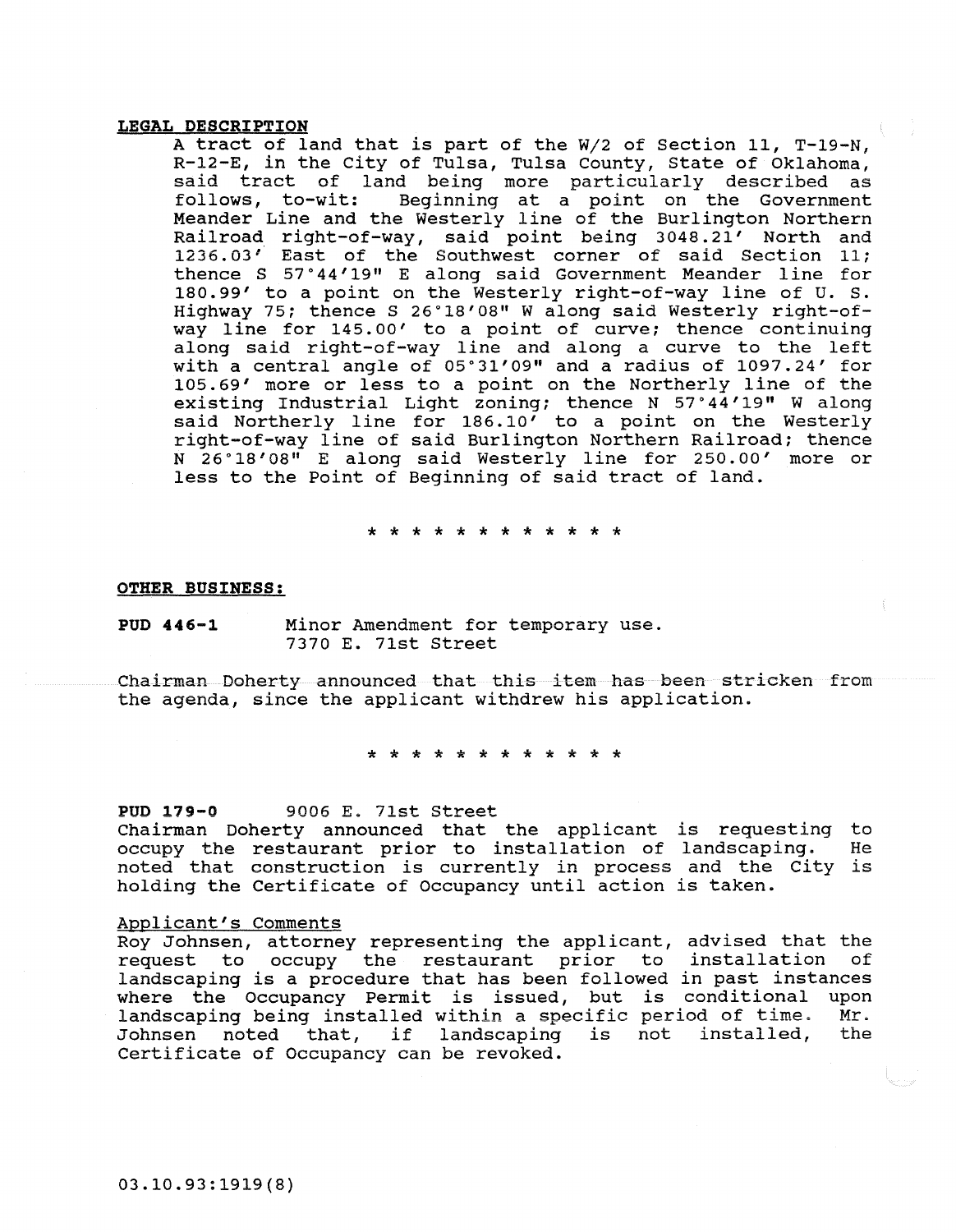**LEGAL DESCRIPTION**

A tract of land that is part of the W/2 of Section 11, T-19-N, R-12-E, in the City of Tulsa, Tulsa County, State of Oklahoma, said tract of land being more particularly described as follows, to-wit: Beginning at a point on the Government Meander Line and the Westerly line of the Burlington Northern Railroad right-of-way, said point being 3048.21' North and 1236.03' East of the Southwest corner of said Section 11; thence S 57°44'19" E along said Government Meander line for 180.99' to a point on the Westerly right-of-way line of U. S. Highway 75; thence S 26°18'08" W along said Westerly right-of-way line for 145.00' to a point of curve; thence continuing along said right-of-way line and along a curve to the left with a central angle of 05°31'09" and a radius of 1097.24' for 105.69' more or less to a point on the Northerly line of the existing Industrial Light zoning; thence N 57°44'19" W along said Northerly line for 186.10' to a point on the Westerly right-of-way line of said Burlington Northern Railroad; thence N 26°18'08" E along said Westerly line for 250.00' more or less to the Point of Beginning of said tract of land.

\* \* \* \* \* \* \* \* \* \* \* \* \*

**OTHER BUSINESS:**

**PUD 446-1** Minor Amendment for temporary use.
7370 E. 71st Street

Chairman Doherty announced that this item has been stricken from the agenda, since the applicant withdrew his application.

\* \* \* \* \* \* \* \* \* \* \* \* \*

**PUD 179-0** 9006 E. 71st Street

Chairman Doherty announced that the applicant is requesting to occupy the restaurant prior to installation of landscaping. He noted that construction is currently in process and the City is holding the Certificate of Occupancy until action is taken.

Applicant's Comments

Roy Johnsen, attorney representing the applicant, advised that the request to occupy the restaurant prior to installation of landscaping is a procedure that has been followed in past instances where the Occupancy Permit is issued, but is conditional upon landscaping being installed within a specific period of time. Mr. Johnsen noted that, if landscaping is not installed, the Certificate of Occupancy can be revoked.

03.10.93:1919(8)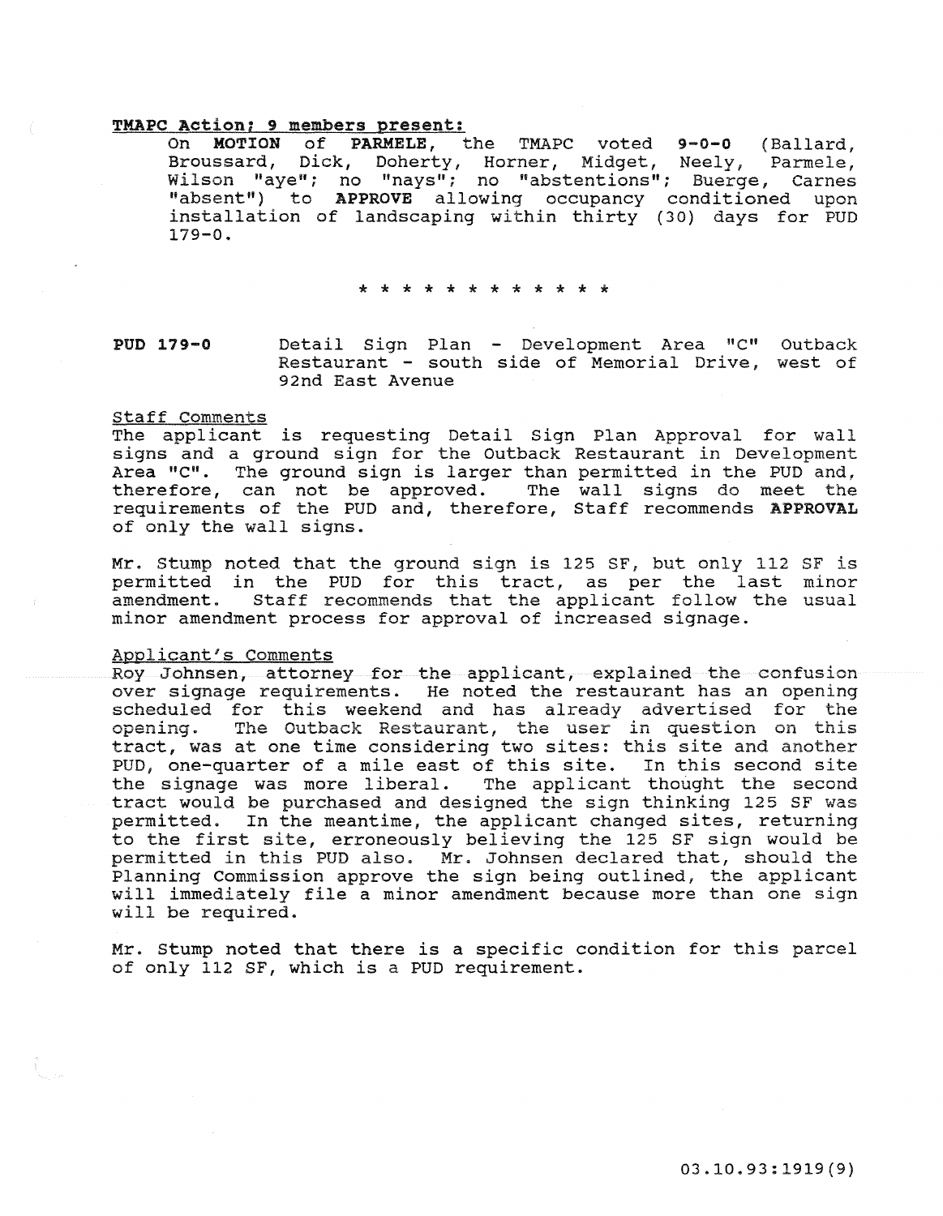**TMAPC Action; 9 members present:**

On **MOTION** of **PARMELE**, the TMAPC voted **9-0-0** (Ballard, Broussard, Dick, Doherty, Horner, Midget, Neely, Parmele, Wilson "aye"; no "nays"; no "abstentions"; Buerge, Carnes "absent") to **APPROVE** allowing occupancy conditioned upon installation of landscaping within thirty (30) days for PUD 179-O.

\* \* \* \* \* \* \* \* \* \* \* \*

**PUD 179-O** Detail Sign Plan - Development Area "C" Outback Restaurant - south side of Memorial Drive, west of 92nd East Avenue

Staff Comments

The applicant is requesting Detail Sign Plan Approval for wall signs and a ground sign for the Outback Restaurant in Development Area "C". The ground sign is larger than permitted in the PUD and, therefore, can not be approved. The wall signs do meet the requirements of the PUD and, therefore, Staff recommends **APPROVAL** of only the wall signs.

Mr. Stump noted that the ground sign is 125 SF, but only 112 SF is permitted in the PUD for this tract, as per the last minor amendment. Staff recommends that the applicant follow the usual minor amendment process for approval of increased signage.

Applicant's Comments

Roy Johnsen, attorney for the applicant, explained the confusion over signage requirements. He noted the restaurant has an opening scheduled for this weekend and has already advertised for the opening. The Outback Restaurant, the user in question on this tract, was at one time considering two sites: this site and another PUD, one-quarter of a mile east of this site. In this second site the signage was more liberal. The applicant thought the second tract would be purchased and designed the sign thinking 125 SF was permitted. In the meantime, the applicant changed sites, returning to the first site, erroneously believing the 125 SF sign would be permitted in this PUD also. Mr. Johnsen declared that, should the Planning Commission approve the sign being outlined, the applicant will immediately file a minor amendment because more than one sign will be required.

Mr. Stump noted that there is a specific condition for this parcel of only 112 SF, which is a PUD requirement.

03.10.93:1919(9)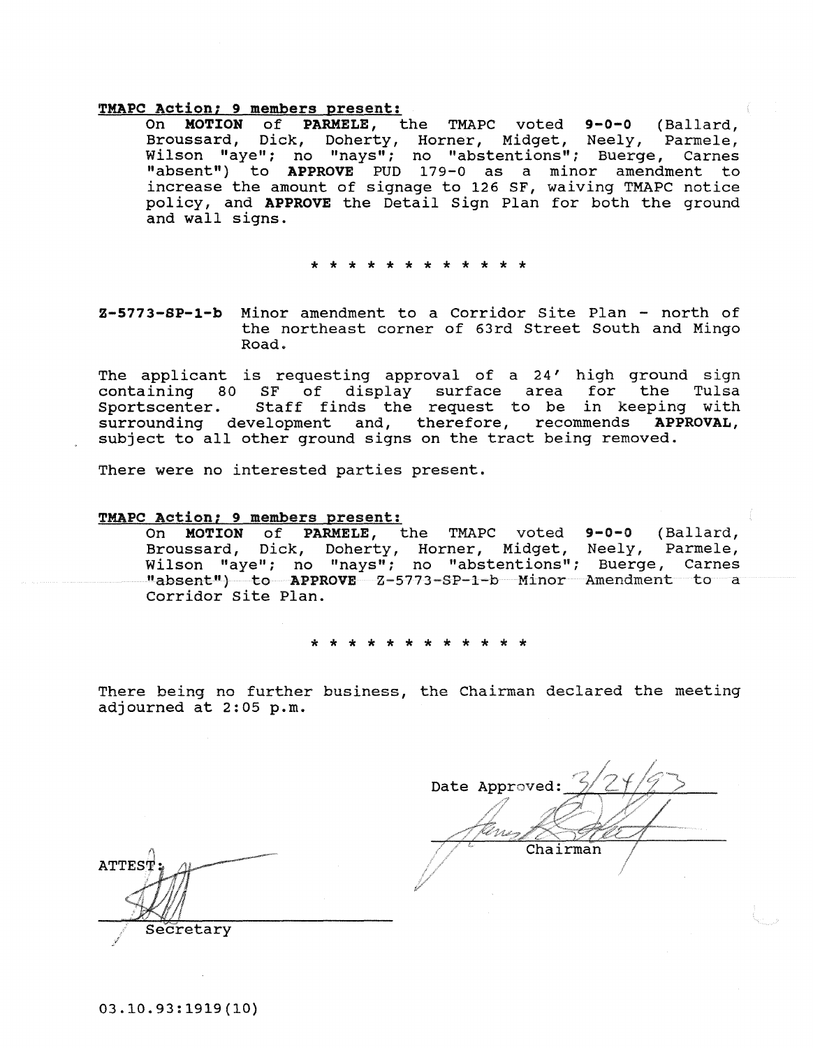**TMAPC Action; 9 members present:**

On **MOTION** of **PARMELE**, the TMAPC voted **9-0-0** (Ballard, Broussard, Dick, Doherty, Horner, Midget, Neely, Parmele, Wilson "aye"; no "nays"; no "abstentions"; Buerge, Carnes "absent") to **APPROVE** PUD 179-O as a minor amendment to increase the amount of signage to 126 SF, waiving TMAPC notice policy, and **APPROVE** the Detail Sign Plan for both the ground and wall signs.

* * * * * * * * * * * *

**Z-5773-SP-1-b** Minor amendment to a Corridor Site Plan - north of the northeast corner of 63rd Street South and Mingo Road.

The applicant is requesting approval of a 24' high ground sign containing 80 SF of display surface area for the Tulsa Sportscenter. Staff finds the request to be in keeping with surrounding development and, therefore, recommends **APPROVAL**, subject to all other ground signs on the tract being removed.

There were no interested parties present.

**TMAPC Action; 9 members present:**

On **MOTION** of **PARMELE**, the TMAPC voted **9-0-0** (Ballard, Broussard, Dick, Doherty, Horner, Midget, Neely, Parmele, Wilson "aye"; no "nays"; no "abstentions"; Buerge, Carnes "absent") to **APPROVE** Z-5773-SP-1-b Minor Amendment to a Corridor Site Plan.

* * * * * * * * * * * *

There being no further business, the Chairman declared the meeting adjourned at 2:05 p.m.

Date Approved: 3/24/93

Chairman

ATTEST:

Secretary

03.10.93:1919(10)